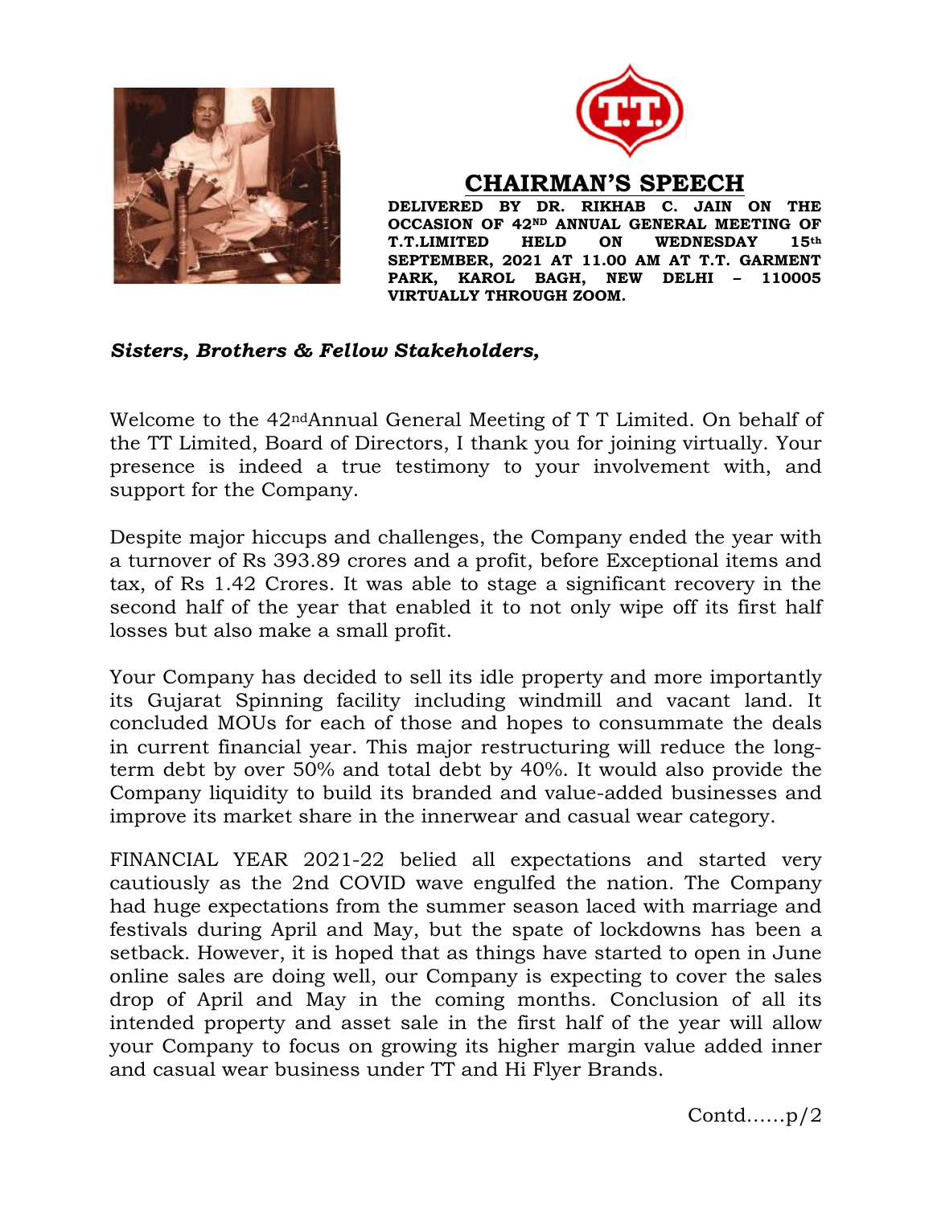# CHAIRMAN'S SPEECH

**DELIVERED BY DR. RIKHAB C. JAIN ON THE OCCASION OF 42ND ANNUAL GENERAL MEETING OF T.T.LIMITED HELD ON WEDNESDAY 15th SEPTEMBER, 2021 AT 11.00 AM AT T.T. GARMENT PARK, KAROL BAGH, NEW DELHI – 110005 VIRTUALLY THROUGH ZOOM.**

***Sisters, Brothers & Fellow Stakeholders,***

Welcome to the 42nd Annual General Meeting of T T Limited. On behalf of the TT Limited, Board of Directors, I thank you for joining virtually. Your presence is indeed a true testimony to your involvement with, and support for the Company.

Despite major hiccups and challenges, the Company ended the year with a turnover of Rs 393.89 crores and a profit, before Exceptional items and tax, of Rs 1.42 Crores. It was able to stage a significant recovery in the second half of the year that enabled it to not only wipe off its first half losses but also make a small profit.

Your Company has decided to sell its idle property and more importantly its Gujarat Spinning facility including windmill and vacant land. It concluded MOUs for each of those and hopes to consummate the deals in current financial year. This major restructuring will reduce the long-term debt by over 50% and total debt by 40%. It would also provide the Company liquidity to build its branded and value-added businesses and improve its market share in the innerwear and casual wear category.

FINANCIAL YEAR 2021-22 belied all expectations and started very cautiously as the 2nd COVID wave engulfed the nation. The Company had huge expectations from the summer season laced with marriage and festivals during April and May, but the spate of lockdowns has been a setback. However, it is hoped that as things have started to open in June online sales are doing well, our Company is expecting to cover the sales drop of April and May in the coming months. Conclusion of all its intended property and asset sale in the first half of the year will allow your Company to focus on growing its higher margin value added inner and casual wear business under TT and Hi Flyer Brands.

Contd……p/2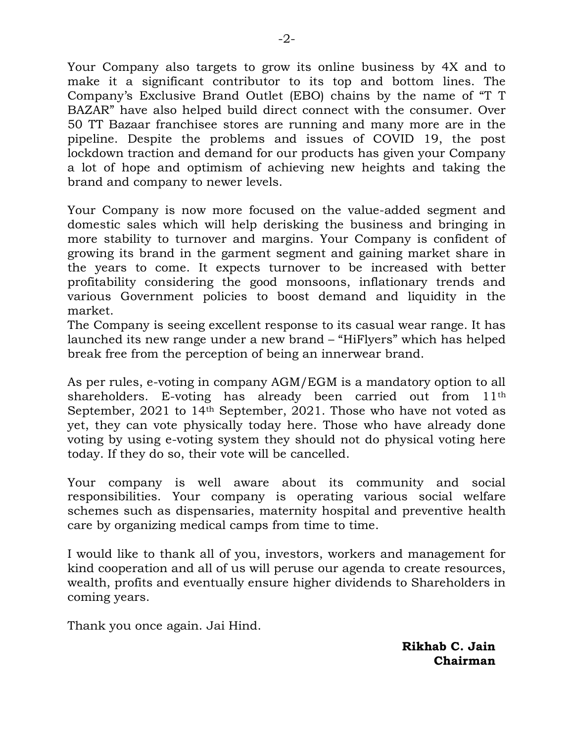Your Company also targets to grow its online business by 4X and to make it a significant contributor to its top and bottom lines. The Company's Exclusive Brand Outlet (EBO) chains by the name of "T T BAZAR" have also helped build direct connect with the consumer. Over 50 TT Bazaar franchisee stores are running and many more are in the pipeline. Despite the problems and issues of COVID 19, the post lockdown traction and demand for our products has given your Company a lot of hope and optimism of achieving new heights and taking the brand and company to newer levels.

Your Company is now more focused on the value-added segment and domestic sales which will help derisking the business and bringing in more stability to turnover and margins. Your Company is confident of growing its brand in the garment segment and gaining market share in the years to come. It expects turnover to be increased with better profitability considering the good monsoons, inflationary trends and various Government policies to boost demand and liquidity in the market.

The Company is seeing excellent response to its casual wear range. It has launched its new range under a new brand – "HiFlyers" which has helped break free from the perception of being an innerwear brand.

As per rules, e-voting in company AGM/EGM is a mandatory option to all shareholders. E-voting has already been carried out from 11th September, 2021 to 14th September, 2021. Those who have not voted as yet, they can vote physically today here. Those who have already done voting by using e-voting system they should not do physical voting here today. If they do so, their vote will be cancelled.

Your company is well aware about its community and social responsibilities. Your company is operating various social welfare schemes such as dispensaries, maternity hospital and preventive health care by organizing medical camps from time to time.

I would like to thank all of you, investors, workers and management for kind cooperation and all of us will peruse our agenda to create resources, wealth, profits and eventually ensure higher dividends to Shareholders in coming years.

Thank you once again. Jai Hind.

**Rikhab C. Jain**
**Chairman**